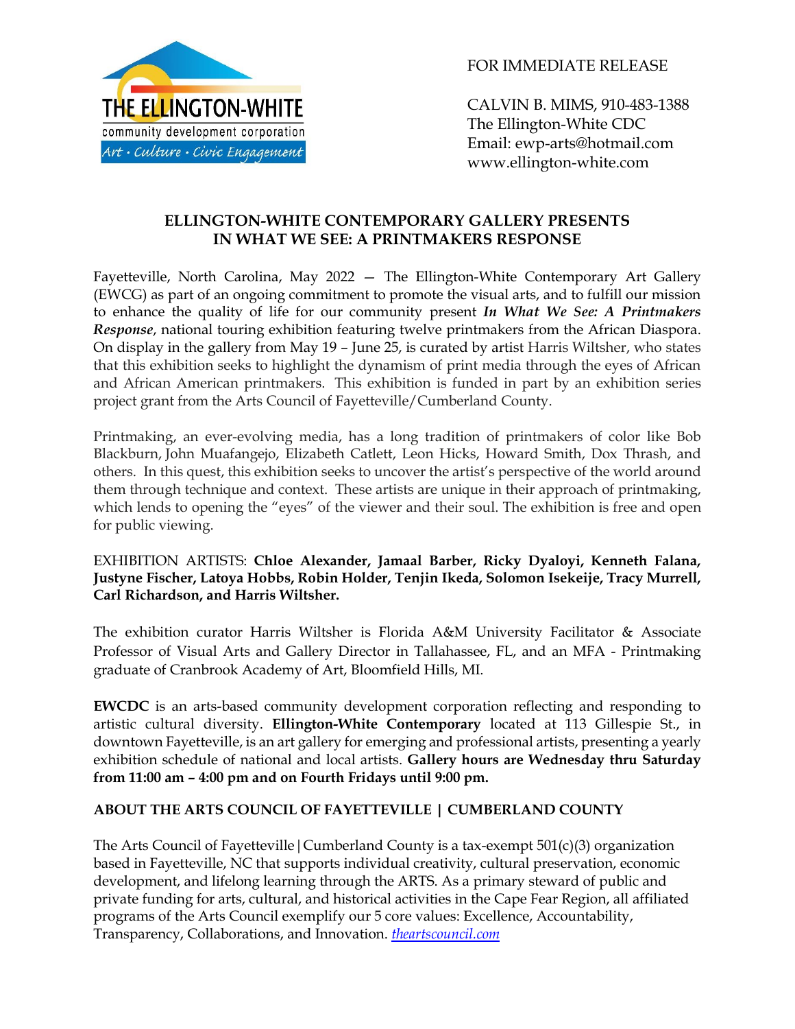THE ELLINGTON-WHITE
community development corporation
Art · Culture · Civic Engagement

FOR IMMEDIATE RELEASE

CALVIN B. MIMS, 910-483-1388
The Ellington-White CDC
Email: ewp-arts@hotmail.com
www.ellington-white.com

## ELLINGTON-WHITE CONTEMPORARY GALLERY PRESENTS IN WHAT WE SEE: A PRINTMAKERS RESPONSE

Fayetteville, North Carolina, May 2022 — The Ellington-White Contemporary Art Gallery (EWCG) as part of an ongoing commitment to promote the visual arts, and to fulfill our mission to enhance the quality of life for our community present ***In What We See: A Printmakers Response***, national touring exhibition featuring twelve printmakers from the African Diaspora. On display in the gallery from May 19 – June 25, is curated by artist Harris Wiltsher, who states that this exhibition seeks to highlight the dynamism of print media through the eyes of African and African American printmakers. This exhibition is funded in part by an exhibition series project grant from the Arts Council of Fayetteville/Cumberland County.

Printmaking, an ever-evolving media, has a long tradition of printmakers of color like Bob Blackburn, John Muafangejo, Elizabeth Catlett, Leon Hicks, Howard Smith, Dox Thrash, and others. In this quest, this exhibition seeks to uncover the artist's perspective of the world around them through technique and context. These artists are unique in their approach of printmaking, which lends to opening the "eyes" of the viewer and their soul. The exhibition is free and open for public viewing.

EXHIBITION ARTISTS: **Chloe Alexander, Jamaal Barber, Ricky Dyaloyi, Kenneth Falana, Justyne Fischer, Latoya Hobbs, Robin Holder, Tenjin Ikeda, Solomon Isekeije, Tracy Murrell, Carl Richardson, and Harris Wiltsher.**

The exhibition curator Harris Wiltsher is Florida A&M University Facilitator & Associate Professor of Visual Arts and Gallery Director in Tallahassee, FL, and an MFA - Printmaking graduate of Cranbrook Academy of Art, Bloomfield Hills, MI.

**EWCDC** is an arts-based community development corporation reflecting and responding to artistic cultural diversity. **Ellington-White Contemporary** located at 113 Gillespie St., in downtown Fayetteville, is an art gallery for emerging and professional artists, presenting a yearly exhibition schedule of national and local artists. **Gallery hours are Wednesday thru Saturday from 11:00 am – 4:00 pm and on Fourth Fridays until 9:00 pm.**

### ABOUT THE ARTS COUNCIL OF FAYETTEVILLE | CUMBERLAND COUNTY

The Arts Council of Fayetteville|Cumberland County is a tax-exempt 501(c)(3) organization based in Fayetteville, NC that supports individual creativity, cultural preservation, economic development, and lifelong learning through the ARTS. As a primary steward of public and private funding for arts, cultural, and historical activities in the Cape Fear Region, all affiliated programs of the Arts Council exemplify our 5 core values: Excellence, Accountability, Transparency, Collaborations, and Innovation. *theartscouncil.com*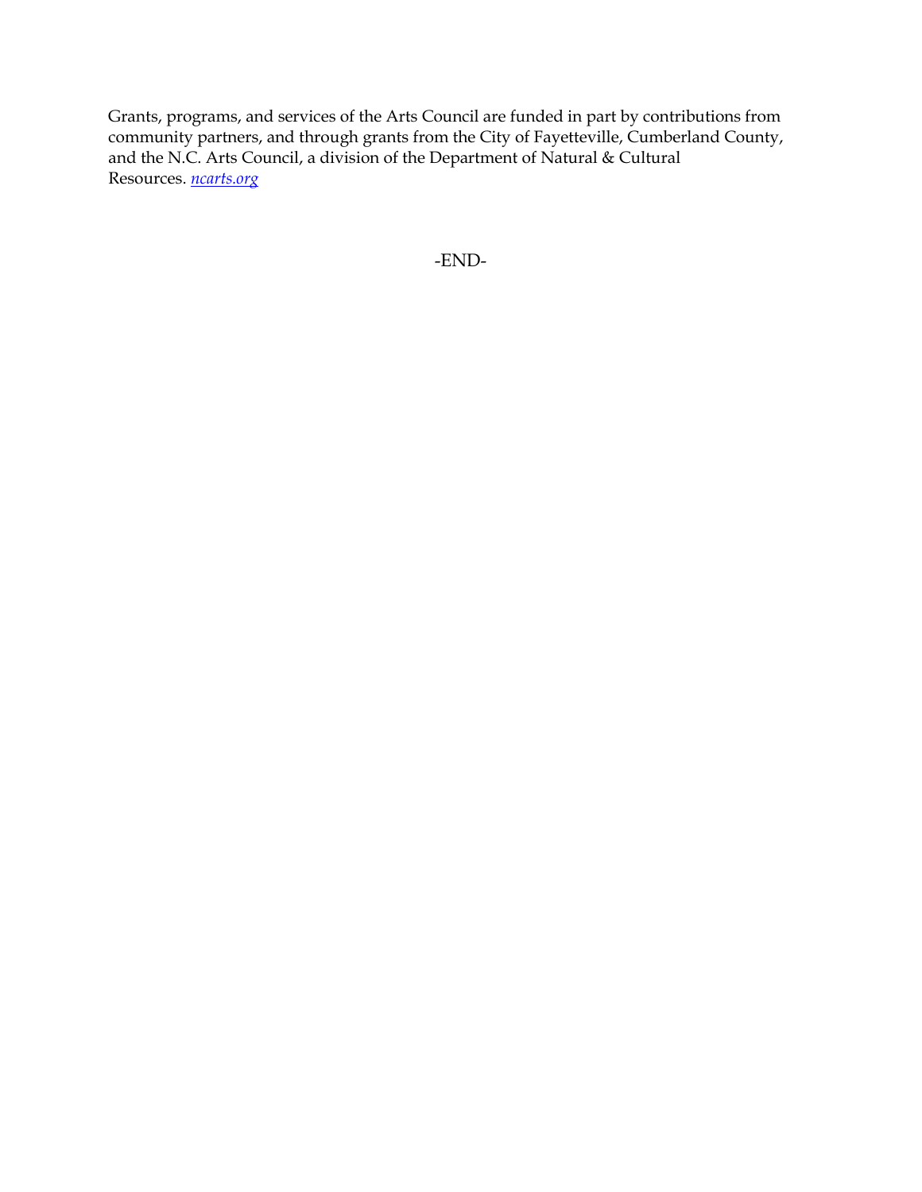Grants, programs, and services of the Arts Council are funded in part by contributions from community partners, and through grants from the City of Fayetteville, Cumberland County, and the N.C. Arts Council, a division of the Department of Natural & Cultural Resources. *[ncarts.org](ncarts.org)*

-END-